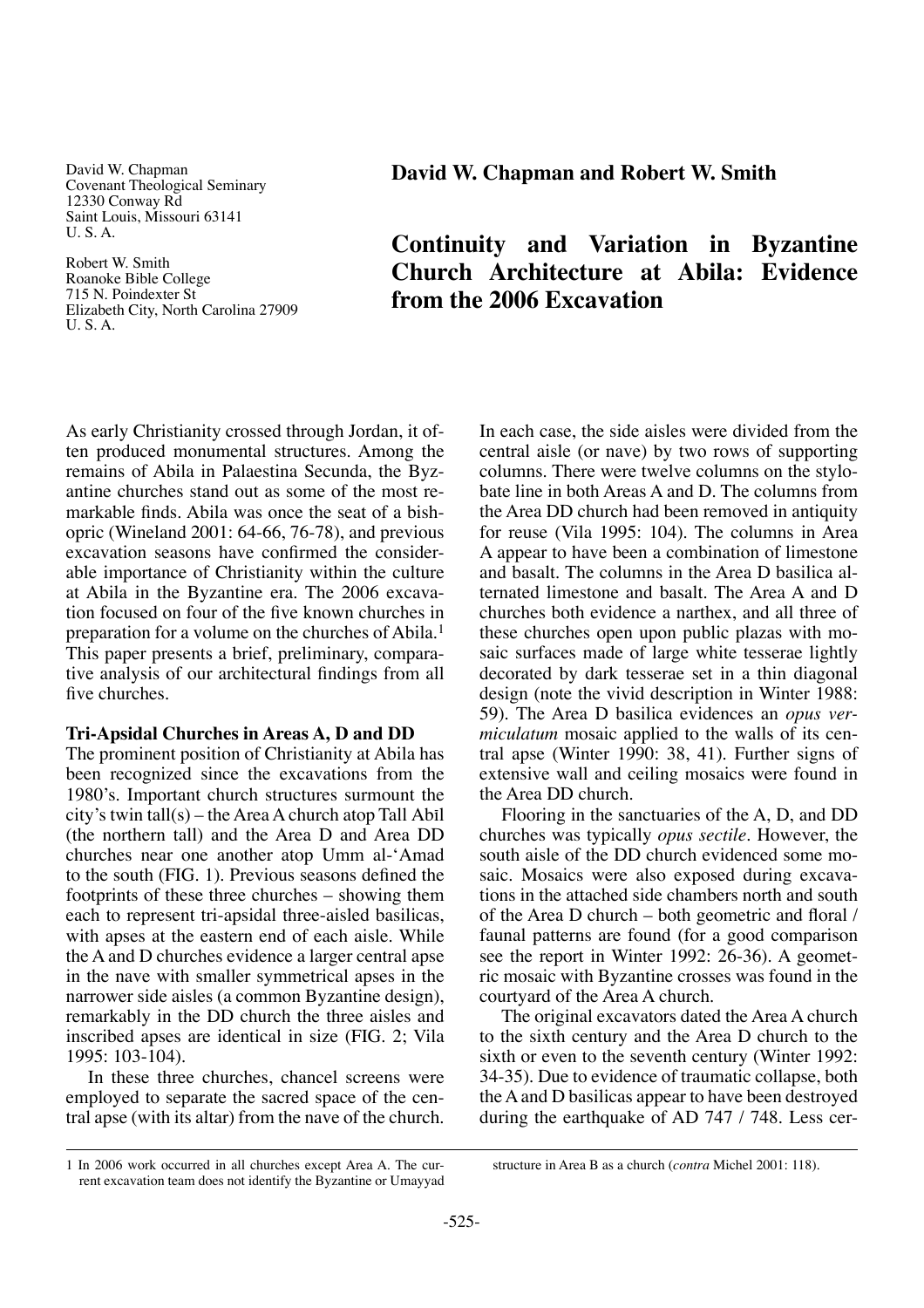David W. Chapman
Covenant Theological Seminary
12330 Conway Rd
Saint Louis, Missouri 63141
U. S. A.

Robert W. Smith
Roanoke Bible College
715 N. Poindexter St
Elizabeth City, North Carolina 27909
U. S. A.

**David W. Chapman and Robert W. Smith**

# Continuity and Variation in Byzantine Church Architecture at Abila: Evidence from the 2006 Excavation

As early Christianity crossed through Jordan, it often produced monumental structures. Among the remains of Abila in Palaestina Secunda, the Byzantine churches stand out as some of the most remarkable finds. Abila was once the seat of a bishopric (Wineland 2001: 64-66, 76-78), and previous excavation seasons have confirmed the considerable importance of Christianity within the culture at Abila in the Byzantine era. The 2006 excavation focused on four of the five known churches in preparation for a volume on the churches of Abila.[1] This paper presents a brief, preliminary, comparative analysis of our architectural findings from all five churches.

### Tri-Apsidal Churches in Areas A, D and DD

The prominent position of Christianity at Abila has been recognized since the excavations from the 1980's. Important church structures surmount the city's twin tall(s) – the Area A church atop Tall Abīl (the northern tall) and the Area D and Area DD churches near one another atop Umm al-'Amad to the south (FIG. 1). Previous seasons defined the footprints of these three churches – showing them each to represent tri-apsidal three-aisled basilicas, with apses at the eastern end of each aisle. While the A and D churches evidence a larger central apse in the nave with smaller symmetrical apses in the narrower side aisles (a common Byzantine design), remarkably in the DD church the three aisles and inscribed apses are identical in size (FIG. 2; Vila 1995: 103-104).

In these three churches, chancel screens were employed to separate the sacred space of the central apse (with its altar) from the nave of the church. In each case, the side aisles were divided from the central aisle (or nave) by two rows of supporting columns. There were twelve columns on the stylobate line in both Areas A and D. The columns from the Area DD church had been removed in antiquity for reuse (Vila 1995: 104). The columns in Area A appear to have been a combination of limestone and basalt. The columns in the Area D basilica alternated limestone and basalt. The Area A and D churches both evidence a narthex, and all three of these churches open upon public plazas with mosaic surfaces made of large white tesserae lightly decorated by dark tesserae set in a thin diagonal design (note the vivid description in Winter 1988: 59). The Area D basilica evidences an *opus vermiculatum* mosaic applied to the walls of its central apse (Winter 1990: 38, 41). Further signs of extensive wall and ceiling mosaics were found in the Area DD church.

Flooring in the sanctuaries of the A, D, and DD churches was typically *opus sectile*. However, the south aisle of the DD church evidenced some mosaic. Mosaics were also exposed during excavations in the attached side chambers north and south of the Area D church – both geometric and floral / faunal patterns are found (for a good comparison see the report in Winter 1992: 26-36). A geometric mosaic with Byzantine crosses was found in the courtyard of the Area A church.

The original excavators dated the Area A church to the sixth century and the Area D church to the sixth or even to the seventh century (Winter 1992: 34-35). Due to evidence of traumatic collapse, both the A and D basilicas appear to have been destroyed during the earthquake of AD 747 / 748. Less cer-

---

1 In 2006 work occurred in all churches except Area A. The current excavation team does not identify the Byzantine or Umayyad structure in Area B as a church (*contra* Michel 2001: 118).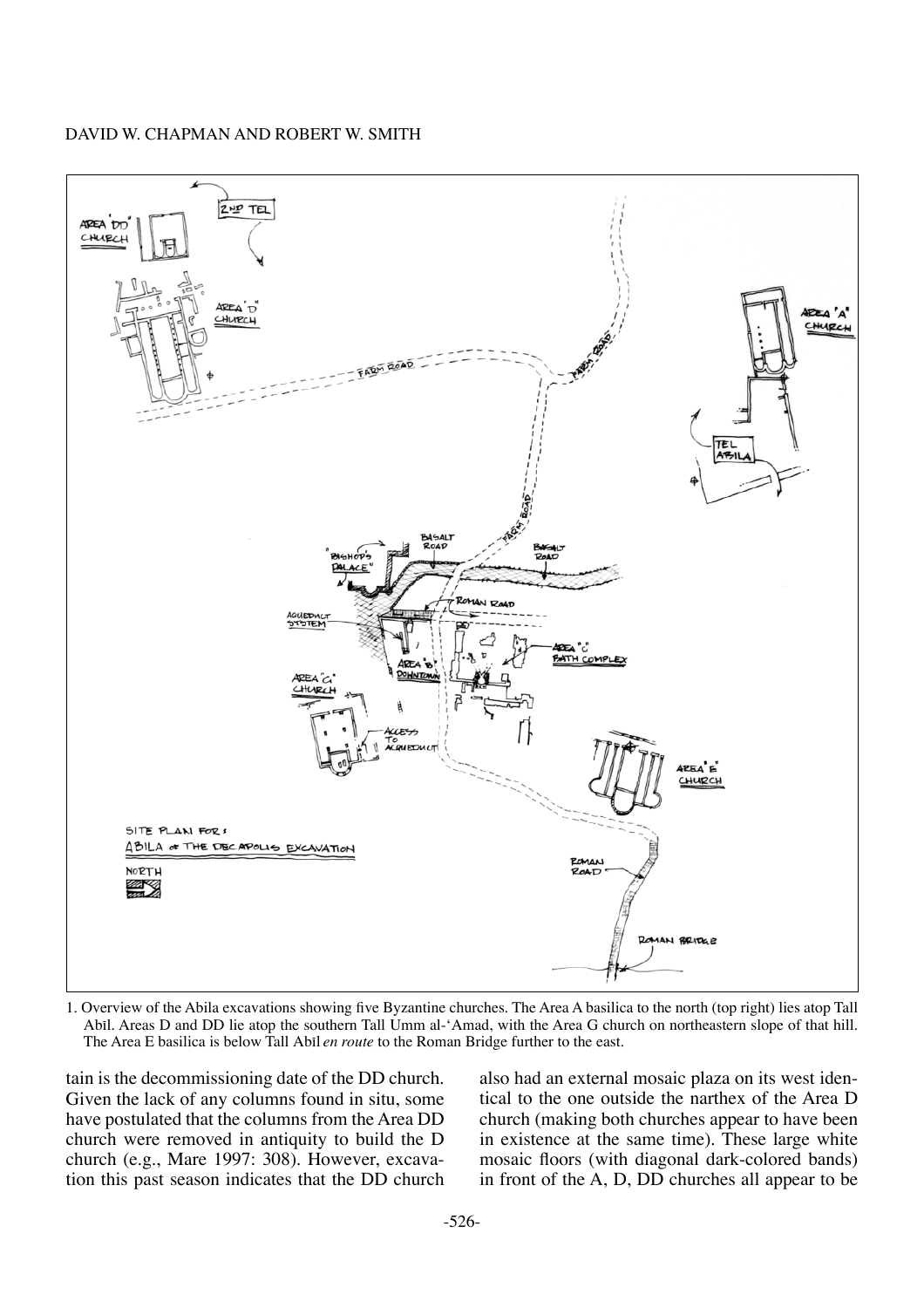1. Overview of the Abila excavations showing five Byzantine churches. The Area A basilica to the north (top right) lies atop Tall Abīl. Areas D and DD lie atop the southern Tall Umm al-ʿAmad, with the Area G church on northeastern slope of that hill. The Area E basilica is below Tall Abīl *en route* to the Roman Bridge further to the east.

tain is the decommissioning date of the DD church. Given the lack of any columns found in situ, some have postulated that the columns from the Area DD church were removed in antiquity to build the D church (e.g., Mare 1997: 308). However, excavation this past season indicates that the DD church also had an external mosaic plaza on its west identical to the one outside the narthex of the Area D church (making both churches appear to have been in existence at the same time). These large white mosaic floors (with diagonal dark-colored bands) in front of the A, D, DD churches all appear to be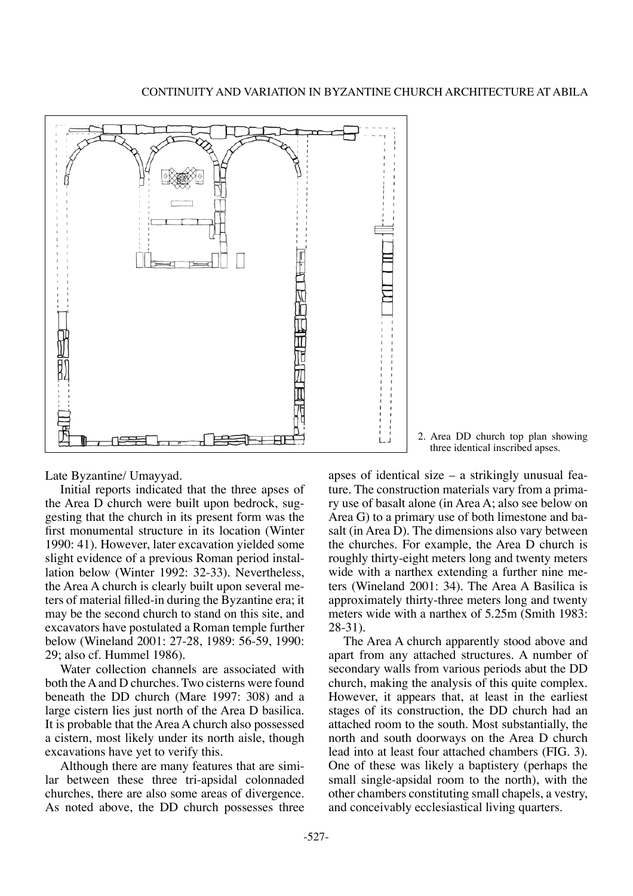2. Area DD church top plan showing three identical inscribed apses.

Late Byzantine/ Umayyad.

Initial reports indicated that the three apses of the Area D church were built upon bedrock, suggesting that the church in its present form was the first monumental structure in its location (Winter 1990: 41). However, later excavation yielded some slight evidence of a previous Roman period installation below (Winter 1992: 32-33). Nevertheless, the Area A church is clearly built upon several meters of material filled-in during the Byzantine era; it may be the second church to stand on this site, and excavators have postulated a Roman temple further below (Wineland 2001: 27-28, 1989: 56-59, 1990: 29; also cf. Hummel 1986).

Water collection channels are associated with both the A and D churches. Two cisterns were found beneath the DD church (Mare 1997: 308) and a large cistern lies just north of the Area D basilica. It is probable that the Area A church also possessed a cistern, most likely under its north aisle, though excavations have yet to verify this.

Although there are many features that are similar between these three tri-apsidal colonnaded churches, there are also some areas of divergence. As noted above, the DD church possesses three apses of identical size – a strikingly unusual feature. The construction materials vary from a primary use of basalt alone (in Area A; also see below on Area G) to a primary use of both limestone and basalt (in Area D). The dimensions also vary between the churches. For example, the Area D church is roughly thirty-eight meters long and twenty meters wide with a narthex extending a further nine meters (Wineland 2001: 34). The Area A Basilica is approximately thirty-three meters long and twenty meters wide with a narthex of 5.25m (Smith 1983: 28-31).

The Area A church apparently stood above and apart from any attached structures. A number of secondary walls from various periods abut the DD church, making the analysis of this quite complex. However, it appears that, at least in the earliest stages of its construction, the DD church had an attached room to the south. Most substantially, the north and south doorways on the Area D church lead into at least four attached chambers (FIG. 3). One of these was likely a baptistery (perhaps the small single-apsidal room to the north), with the other chambers constituting small chapels, a vestry, and conceivably ecclesiastical living quarters.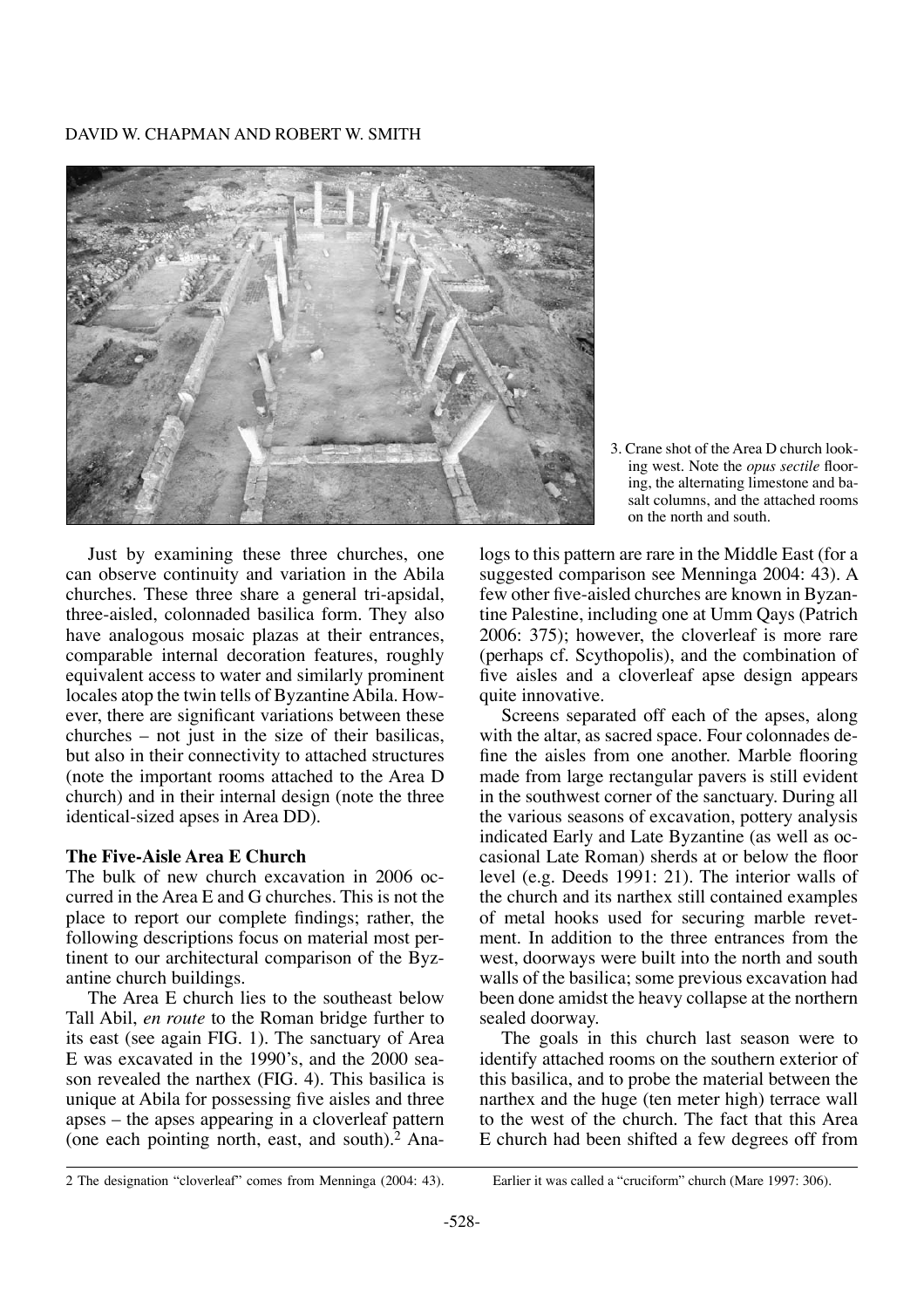3. Crane shot of the Area D church looking west. Note the *opus sectile* flooring, the alternating limestone and basalt columns, and the attached rooms on the north and south.

Just by examining these three churches, one can observe continuity and variation in the Abila churches. These three share a general tri-apsidal, three-aisled, colonnaded basilica form. They also have analogous mosaic plazas at their entrances, comparable internal decoration features, roughly equivalent access to water and similarly prominent locales atop the twin tells of Byzantine Abila. However, there are significant variations between these churches – not just in the size of their basilicas, but also in their connectivity to attached structures (note the important rooms attached to the Area D church) and in their internal design (note the three identical-sized apses in Area DD).

**The Five-Aisle Area E Church**

The bulk of new church excavation in 2006 occurred in the Area E and G churches. This is not the place to report our complete findings; rather, the following descriptions focus on material most pertinent to our architectural comparison of the Byzantine church buildings.

The Area E church lies to the southeast below Tall Abil, *en route* to the Roman bridge further to its east (see again FIG. 1). The sanctuary of Area E was excavated in the 1990's, and the 2000 season revealed the narthex (FIG. 4). This basilica is unique at Abila for possessing five aisles and three apses – the apses appearing in a cloverleaf pattern (one each pointing north, east, and south).[2] Analogs to this pattern are rare in the Middle East (for a suggested comparison see Menninga 2004: 43). A few other five-aisled churches are known in Byzantine Palestine, including one at Umm Qays (Patrich 2006: 375); however, the cloverleaf is more rare (perhaps cf. Scythopolis), and the combination of five aisles and a cloverleaf apse design appears quite innovative.

Screens separated off each of the apses, along with the altar, as sacred space. Four colonnades define the aisles from one another. Marble flooring made from large rectangular pavers is still evident in the southwest corner of the sanctuary. During all the various seasons of excavation, pottery analysis indicated Early and Late Byzantine (as well as occasional Late Roman) sherds at or below the floor level (e.g. Deeds 1991: 21). The interior walls of the church and its narthex still contained examples of metal hooks used for securing marble revetment. In addition to the three entrances from the west, doorways were built into the north and south walls of the basilica; some previous excavation had been done amidst the heavy collapse at the northern sealed doorway.

The goals in this church last season were to identify attached rooms on the southern exterior of this basilica, and to probe the material between the narthex and the huge (ten meter high) terrace wall to the west of the church. The fact that this Area E church had been shifted a few degrees off from

2 The designation "cloverleaf" comes from Menninga (2004: 43). Earlier it was called a "cruciform" church (Mare 1997: 306).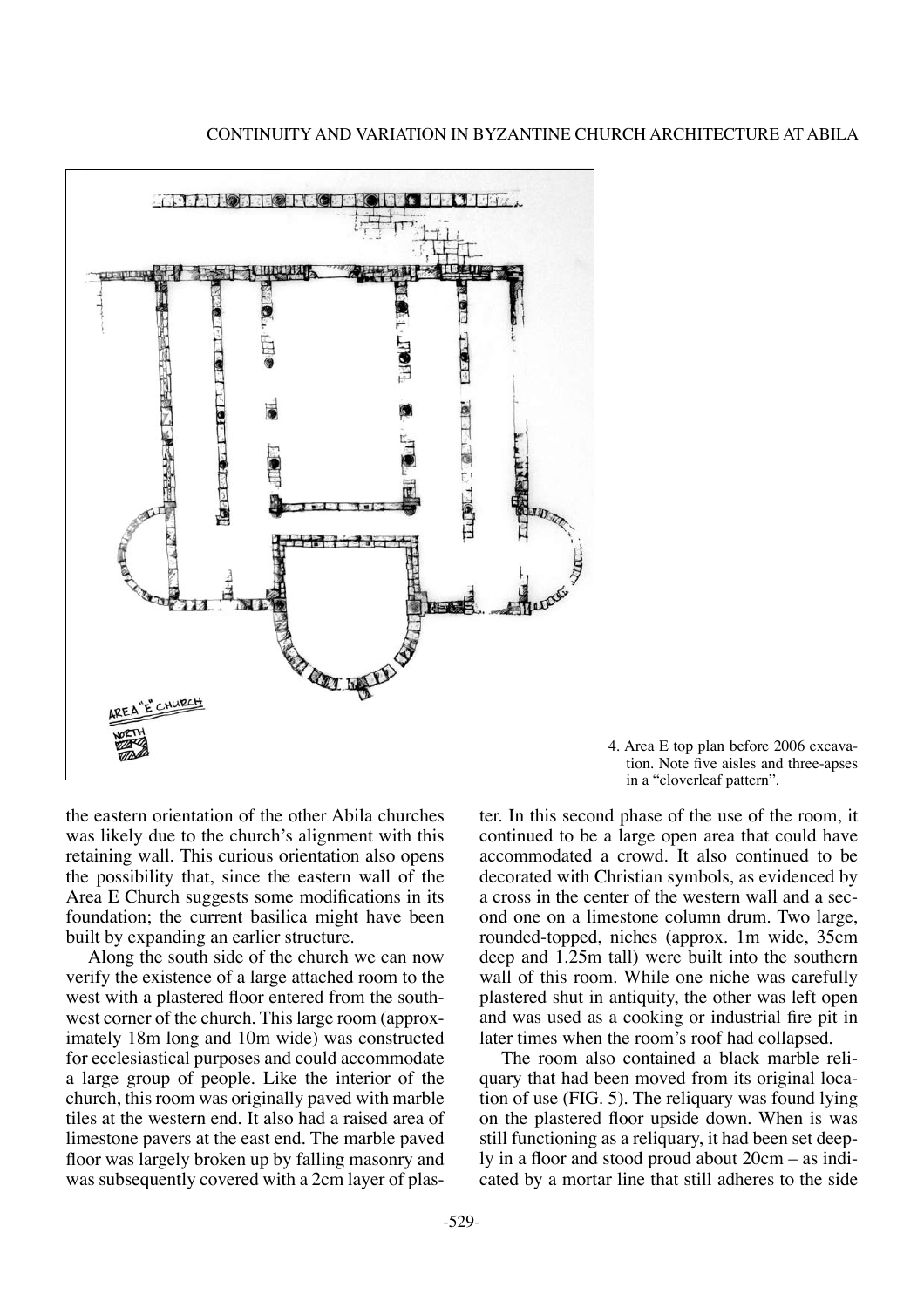4. Area E top plan before 2006 excavation. Note five aisles and three-apses in a "cloverleaf pattern".

the eastern orientation of the other Abila churches was likely due to the church's alignment with this retaining wall. This curious orientation also opens the possibility that, since the eastern wall of the Area E Church suggests some modifications in its foundation; the current basilica might have been built by expanding an earlier structure.

Along the south side of the church we can now verify the existence of a large attached room to the west with a plastered floor entered from the southwest corner of the church. This large room (approximately 18m long and 10m wide) was constructed for ecclesiastical purposes and could accommodate a large group of people. Like the interior of the church, this room was originally paved with marble tiles at the western end. It also had a raised area of limestone pavers at the east end. The marble paved floor was largely broken up by falling masonry and was subsequently covered with a 2cm layer of plaster. In this second phase of the use of the room, it continued to be a large open area that could have accommodated a crowd. It also continued to be decorated with Christian symbols, as evidenced by a cross in the center of the western wall and a second one on a limestone column drum. Two large, rounded-topped, niches (approx. 1m wide, 35cm deep and 1.25m tall) were built into the southern wall of this room. While one niche was carefully plastered shut in antiquity, the other was left open and was used as a cooking or industrial fire pit in later times when the room's roof had collapsed.

The room also contained a black marble reliquary that had been moved from its original location of use (FIG. 5). The reliquary was found lying on the plastered floor upside down. When is was still functioning as a reliquary, it had been set deeply in a floor and stood proud about 20cm – as indicated by a mortar line that still adheres to the side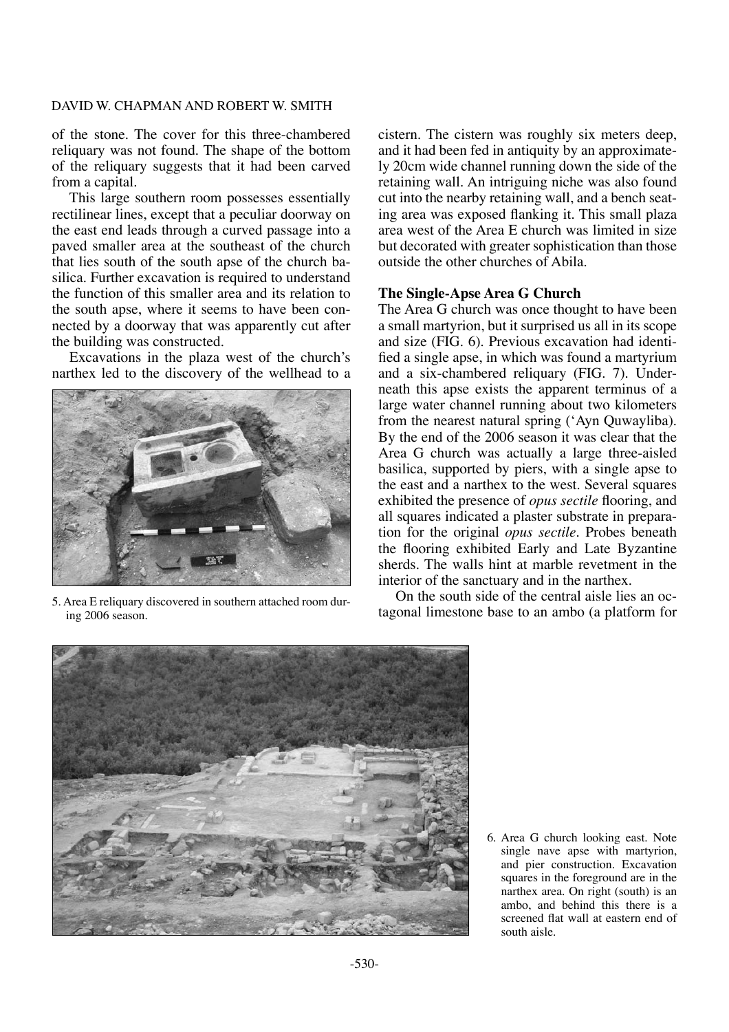of the stone. The cover for this three-chambered reliquary was not found. The shape of the bottom of the reliquary suggests that it had been carved from a capital.

This large southern room possesses essentially rectilinear lines, except that a peculiar doorway on the east end leads through a curved passage into a paved smaller area at the southeast of the church that lies south of the south apse of the church basilica. Further excavation is required to understand the function of this smaller area and its relation to the south apse, where it seems to have been connected by a doorway that was apparently cut after the building was constructed.

Excavations in the plaza west of the church's narthex led to the discovery of the wellhead to a cistern. The cistern was roughly six meters deep, and it had been fed in antiquity by an approximately 20cm wide channel running down the side of the retaining wall. An intriguing niche was also found cut into the nearby retaining wall, and a bench seating area was exposed flanking it. This small plaza area west of the Area E church was limited in size but decorated with greater sophistication than those outside the other churches of Abila.

5. Area E reliquary discovered in southern attached room during 2006 season.

### The Single-Apse Area G Church

The Area G church was once thought to have been a small martyrion, but it surprised us all in its scope and size (FIG. 6). Previous excavation had identified a single apse, in which was found a martyrium and a six-chambered reliquary (FIG. 7). Underneath this apse exists the apparent terminus of a large water channel running about two kilometers from the nearest natural spring ('Ayn Quwayliba). By the end of the 2006 season it was clear that the Area G church was actually a large three-aisled basilica, supported by piers, with a single apse to the east and a narthex to the west. Several squares exhibited the presence of *opus sectile* flooring, and all squares indicated a plaster substrate in preparation for the original *opus sectile*. Probes beneath the flooring exhibited Early and Late Byzantine sherds. The walls hint at marble revetment in the interior of the sanctuary and in the narthex.

On the south side of the central aisle lies an octagonal limestone base to an ambo (a platform for

6. Area G church looking east. Note single nave apse with martyrion, and pier construction. Excavation squares in the foreground are in the narthex area. On right (south) is an ambo, and behind this there is a screened flat wall at eastern end of south aisle.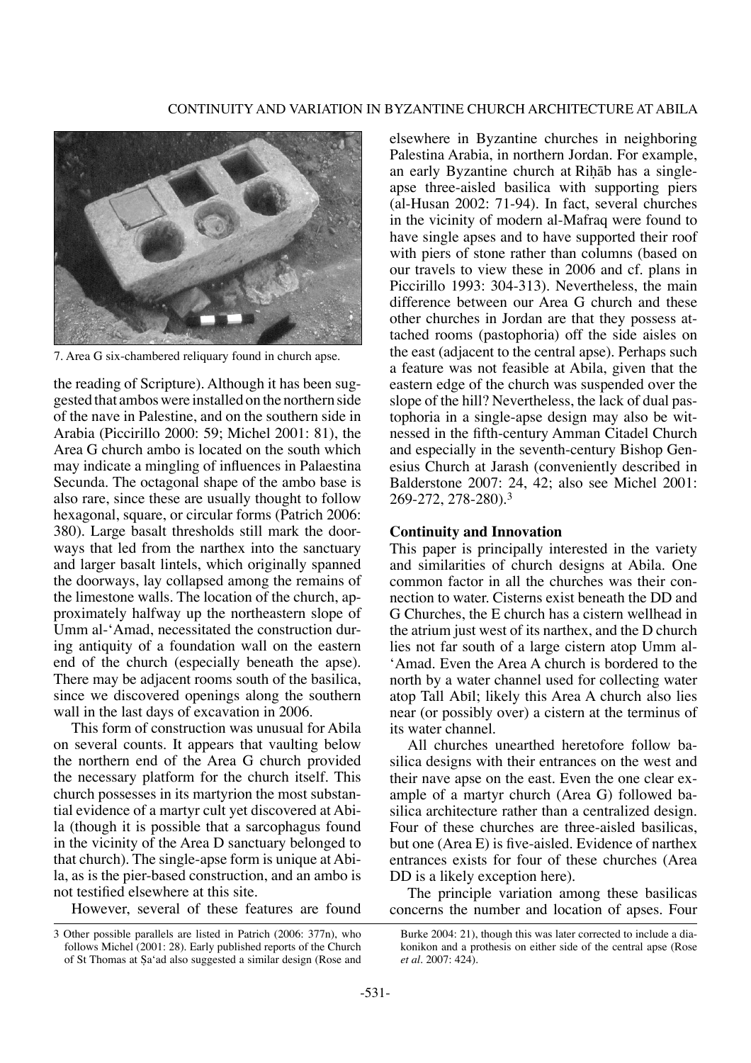7. Area G six-chambered reliquary found in church apse.

the reading of Scripture). Although it has been suggested that ambos were installed on the northern side of the nave in Palestine, and on the southern side in Arabia (Piccirillo 2000: 59; Michel 2001: 81), the Area G church ambo is located on the south which may indicate a mingling of influences in Palaestina Secunda. The octagonal shape of the ambo base is also rare, since these are usually thought to follow hexagonal, square, or circular forms (Patrich 2006: 380). Large basalt thresholds still mark the doorways that led from the narthex into the sanctuary and larger basalt lintels, which originally spanned the doorways, lay collapsed among the remains of the limestone walls. The location of the church, approximately halfway up the northeastern slope of Umm al-ʿAmad, necessitated the construction during antiquity of a foundation wall on the eastern end of the church (especially beneath the apse). There may be adjacent rooms south of the basilica, since we discovered openings along the southern wall in the last days of excavation in 2006.

This form of construction was unusual for Abila on several counts. It appears that vaulting below the northern end of the Area G church provided the necessary platform for the church itself. This church possesses in its martyrion the most substantial evidence of a martyr cult yet discovered at Abila (though it is possible that a sarcophagus found in the vicinity of the Area D sanctuary belonged to that church). The single-apse form is unique at Abila, as is the pier-based construction, and an ambo is not testified elsewhere at this site.

However, several of these features are found elsewhere in Byzantine churches in neighboring Palestina Arabia, in northern Jordan. For example, an early Byzantine church at Riḥāb has a single-apse three-aisled basilica with supporting piers (al-Husan 2002: 71-94). In fact, several churches in the vicinity of modern al-Mafraq were found to have single apses and to have supported their roof with piers of stone rather than columns (based on our travels to view these in 2006 and cf. plans in Piccirillo 1993: 304-313). Nevertheless, the main difference between our Area G church and these other churches in Jordan are that they possess attached rooms (pastophoria) off the side aisles on the east (adjacent to the central apse). Perhaps such a feature was not feasible at Abila, given that the eastern edge of the church was suspended over the slope of the hill? Nevertheless, the lack of dual pastophoria in a single-apse design may also be witnessed in the fifth-century Amman Citadel Church and especially in the seventh-century Bishop Genesius Church at Jarash (conveniently described in Balderstone 2007: 24, 42; also see Michel 2001: 269-272, 278-280).[3]

## Continuity and Innovation

This paper is principally interested in the variety and similarities of church designs at Abila. One common factor in all the churches was their connection to water. Cisterns exist beneath the DD and G Churches, the E church has a cistern wellhead in the atrium just west of its narthex, and the D church lies not far south of a large cistern atop Umm al-ʿAmad. Even the Area A church is bordered to the north by a water channel used for collecting water atop Tall Abīl; likely this Area A church also lies near (or possibly over) a cistern at the terminus of its water channel.

All churches unearthed heretofore follow basilica designs with their entrances on the west and their nave apse on the east. Even the one clear example of a martyr church (Area G) followed basilica architecture rather than a centralized design. Four of these churches are three-aisled basilicas, but one (Area E) is five-aisled. Evidence of narthex entrances exists for four of these churches (Area DD is a likely exception here).

The principle variation among these basilicas concerns the number and location of apses. Four

3 Other possible parallels are listed in Patrich (2006: 377n), who follows Michel (2001: 28). Early published reports of the Church of St Thomas at Ṣaʿad also suggested a similar design (Rose and Burke 2004: 21), though this was later corrected to include a diakonikon and a prothesis on either side of the central apse (Rose *et al*. 2007: 424).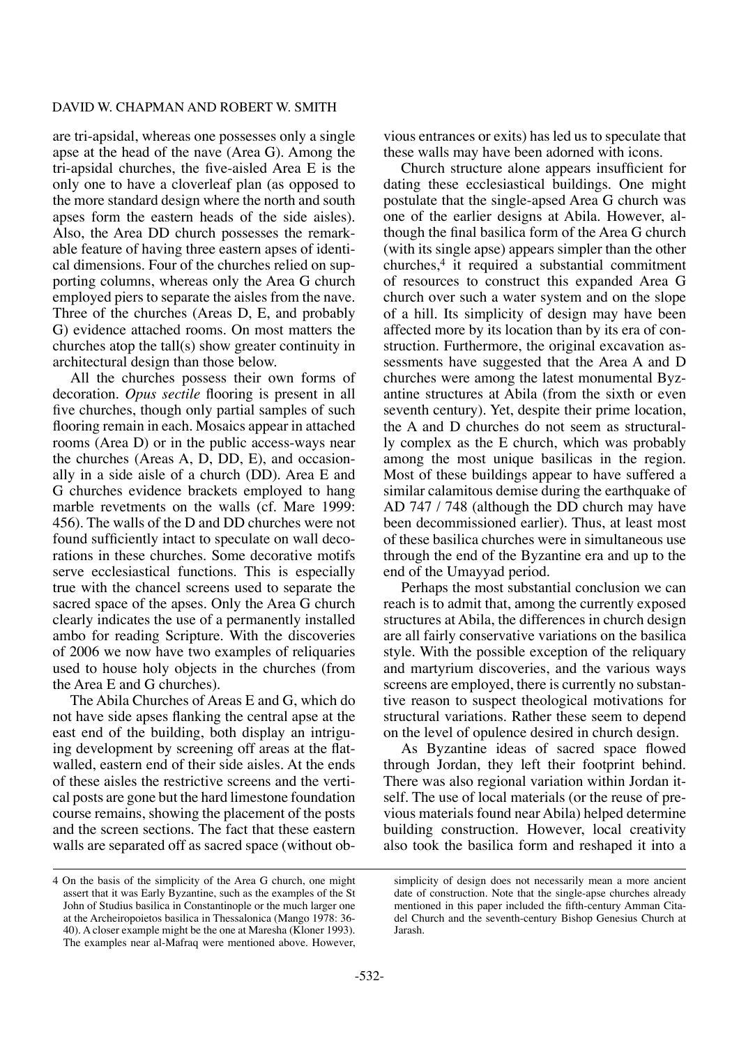are tri-apsidal, whereas one possesses only a single apse at the head of the nave (Area G). Among the tri-apsidal churches, the five-aisled Area E is the only one to have a cloverleaf plan (as opposed to the more standard design where the north and south apses form the eastern heads of the side aisles). Also, the Area DD church possesses the remarkable feature of having three eastern apses of identical dimensions. Four of the churches relied on supporting columns, whereas only the Area G church employed piers to separate the aisles from the nave. Three of the churches (Areas D, E, and probably G) evidence attached rooms. On most matters the churches atop the tall(s) show greater continuity in architectural design than those below.

All the churches possess their own forms of decoration. *Opus sectile* flooring is present in all five churches, though only partial samples of such flooring remain in each. Mosaics appear in attached rooms (Area D) or in the public access-ways near the churches (Areas A, D, DD, E), and occasionally in a side aisle of a church (DD). Area E and G churches evidence brackets employed to hang marble revetments on the walls (cf. Mare 1999: 456). The walls of the D and DD churches were not found sufficiently intact to speculate on wall decorations in these churches. Some decorative motifs serve ecclesiastical functions. This is especially true with the chancel screens used to separate the sacred space of the apses. Only the Area G church clearly indicates the use of a permanently installed ambo for reading Scripture. With the discoveries of 2006 we now have two examples of reliquaries used to house holy objects in the churches (from the Area E and G churches).

The Abila Churches of Areas E and G, which do not have side apses flanking the central apse at the east end of the building, both display an intriguing development by screening off areas at the flat-walled, eastern end of their side aisles. At the ends of these aisles the restrictive screens and the vertical posts are gone but the hard limestone foundation course remains, showing the placement of the posts and the screen sections. The fact that these eastern walls are separated off as sacred space (without obvious entrances or exits) has led us to speculate that these walls may have been adorned with icons.

Church structure alone appears insufficient for dating these ecclesiastical buildings. One might postulate that the single-apsed Area G church was one of the earlier designs at Abila. However, although the final basilica form of the Area G church (with its single apse) appears simpler than the other churches,[4] it required a substantial commitment of resources to construct this expanded Area G church over such a water system and on the slope of a hill. Its simplicity of design may have been affected more by its location than by its era of construction. Furthermore, the original excavation assessments have suggested that the Area A and D churches were among the latest monumental Byzantine structures at Abila (from the sixth or even seventh century). Yet, despite their prime location, the A and D churches do not seem as structurally complex as the E church, which was probably among the most unique basilicas in the region. Most of these buildings appear to have suffered a similar calamitous demise during the earthquake of AD 747 / 748 (although the DD church may have been decommissioned earlier). Thus, at least most of these basilica churches were in simultaneous use through the end of the Byzantine era and up to the end of the Umayyad period.

Perhaps the most substantial conclusion we can reach is to admit that, among the currently exposed structures at Abila, the differences in church design are all fairly conservative variations on the basilica style. With the possible exception of the reliquary and martyrium discoveries, and the various ways screens are employed, there is currently no substantive reason to suspect theological motivations for structural variations. Rather these seem to depend on the level of opulence desired in church design.

As Byzantine ideas of sacred space flowed through Jordan, they left their footprint behind. There was also regional variation within Jordan itself. The use of local materials (or the reuse of previous materials found near Abila) helped determine building construction. However, local creativity also took the basilica form and reshaped it into a

---

4 On the basis of the simplicity of the Area G church, one might assert that it was Early Byzantine, such as the examples of the St John of Studius basilica in Constantinople or the much larger one at the Archeiropoietos basilica in Thessalonica (Mango 1978: 36-40). A closer example might be the one at Maresha (Kloner 1993). The examples near al-Mafraq were mentioned above. However, simplicity of design does not necessarily mean a more ancient date of construction. Note that the single-apse churches already mentioned in this paper included the fifth-century Amman Citadel Church and the seventh-century Bishop Genesius Church at Jarash.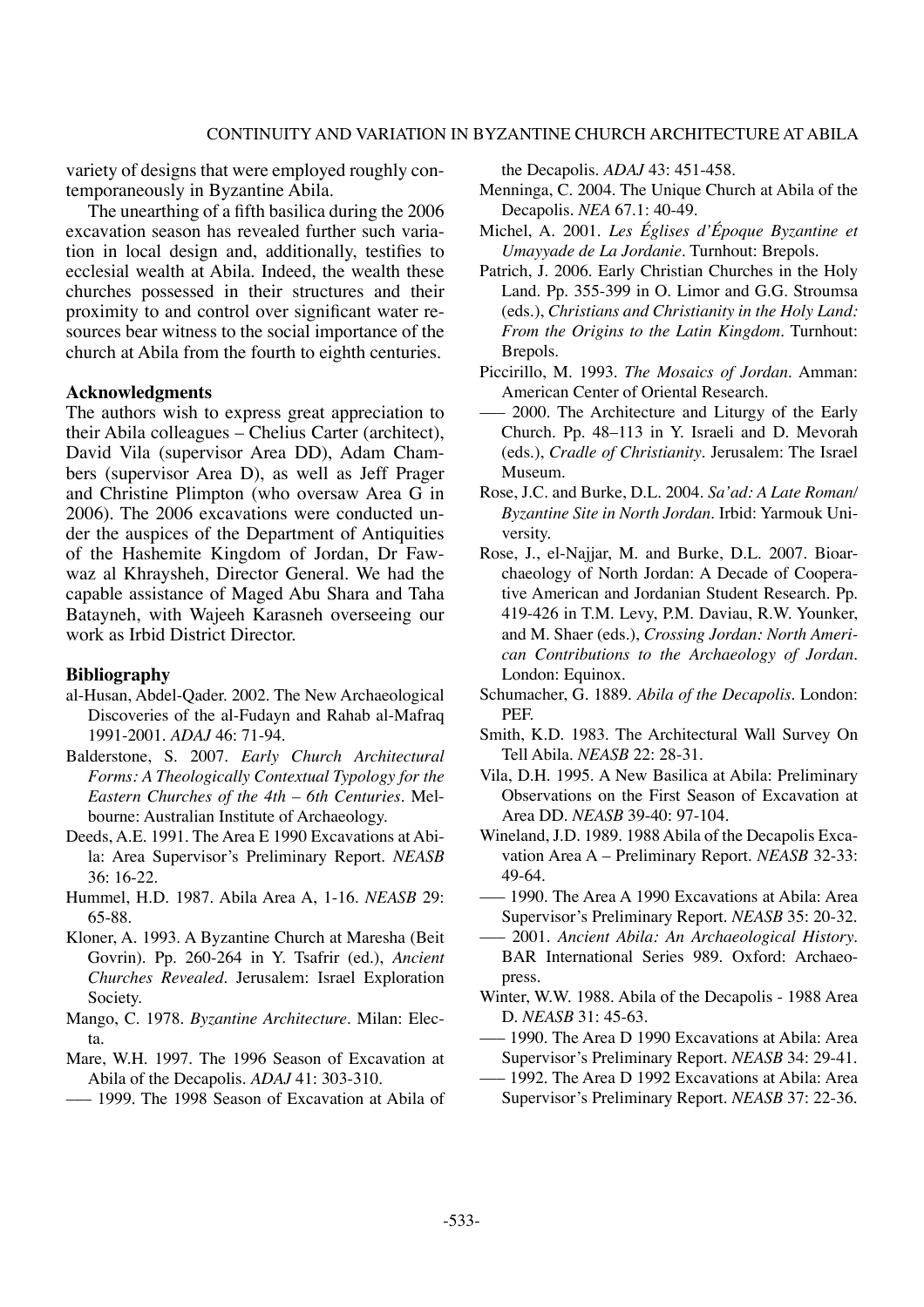variety of designs that were employed roughly contemporaneously in Byzantine Abila.

The unearthing of a fifth basilica during the 2006 excavation season has revealed further such variation in local design and, additionally, testifies to ecclesial wealth at Abila. Indeed, the wealth these churches possessed in their structures and their proximity to and control over significant water resources bear witness to the social importance of the church at Abila from the fourth to eighth centuries.

### Acknowledgments

The authors wish to express great appreciation to their Abila colleagues – Chelius Carter (architect), David Vila (supervisor Area DD), Adam Chambers (supervisor Area D), as well as Jeff Prager and Christine Plimpton (who oversaw Area G in 2006). The 2006 excavations were conducted under the auspices of the Department of Antiquities of the Hashemite Kingdom of Jordan, Dr Fawwaz al Khraysheh, Director General. We had the capable assistance of Maged Abu Shara and Taha Batayneh, with Wajeeh Karasneh overseeing our work as Irbid District Director.

### Bibliography

al-Husan, Abdel-Qader. 2002. The New Archaeological Discoveries of the al-Fudayn and Rahab al-Mafraq 1991-2001. *ADAJ* 46: 71-94.

Balderstone, S. 2007. *Early Church Architectural Forms: A Theologically Contextual Typology for the Eastern Churches of the 4th – 6th Centuries*. Melbourne: Australian Institute of Archaeology.

Deeds, A.E. 1991. The Area E 1990 Excavations at Abila: Area Supervisor's Preliminary Report. *NEASB* 36: 16-22.

Hummel, H.D. 1987. Abila Area A, 1-16. *NEASB* 29: 65-88.

Kloner, A. 1993. A Byzantine Church at Maresha (Beit Govrin). Pp. 260-264 in Y. Tsafrir (ed.), *Ancient Churches Revealed*. Jerusalem: Israel Exploration Society.

Mango, C. 1978. *Byzantine Architecture*. Milan: Electa.

Mare, W.H. 1997. The 1996 Season of Excavation at Abila of the Decapolis. *ADAJ* 41: 303-310.

—– 1999. The 1998 Season of Excavation at Abila of the Decapolis. *ADAJ* 43: 451-458.

Menninga, C. 2004. The Unique Church at Abila of the Decapolis. *NEA* 67.1: 40-49.

Michel, A. 2001. *Les Églises d'Époque Byzantine et Umayyade de La Jordanie*. Turnhout: Brepols.

Patrich, J. 2006. Early Christian Churches in the Holy Land. Pp. 355-399 in O. Limor and G.G. Stroumsa (eds.), *Christians and Christianity in the Holy Land: From the Origins to the Latin Kingdom*. Turnhout: Brepols.

Piccirillo, M. 1993. *The Mosaics of Jordan*. Amman: American Center of Oriental Research.

—– 2000. The Architecture and Liturgy of the Early Church. Pp. 48–113 in Y. Israeli and D. Mevorah (eds.), *Cradle of Christianity*. Jerusalem: The Israel Museum.

Rose, J.C. and Burke, D.L. 2004. *Sa'ad: A Late Roman/Byzantine Site in North Jordan*. Irbid: Yarmouk University.

Rose, J., el-Najjar, M. and Burke, D.L. 2007. Bioarchaeology of North Jordan: A Decade of Cooperative American and Jordanian Student Research. Pp. 419-426 in T.M. Levy, P.M. Daviau, R.W. Younker, and M. Shaer (eds.), *Crossing Jordan: North American Contributions to the Archaeology of Jordan*. London: Equinox.

Schumacher, G. 1889. *Abila of the Decapolis*. London: PEF.

Smith, K.D. 1983. The Architectural Wall Survey On Tell Abila. *NEASB* 22: 28-31.

Vila, D.H. 1995. A New Basilica at Abila: Preliminary Observations on the First Season of Excavation at Area DD. *NEASB* 39-40: 97-104.

Wineland, J.D. 1989. 1988 Abila of the Decapolis Excavation Area A – Preliminary Report. *NEASB* 32-33: 49-64.

—– 1990. The Area A 1990 Excavations at Abila: Area Supervisor's Preliminary Report. *NEASB* 35: 20-32.

—– 2001. *Ancient Abila: An Archaeological History*. BAR International Series 989. Oxford: Archaeopress.

Winter, W.W. 1988. Abila of the Decapolis - 1988 Area D. *NEASB* 31: 45-63.

—– 1990. The Area D 1990 Excavations at Abila: Area Supervisor's Preliminary Report. *NEASB* 34: 29-41.

—– 1992. The Area D 1992 Excavations at Abila: Area Supervisor's Preliminary Report. *NEASB* 37: 22-36.